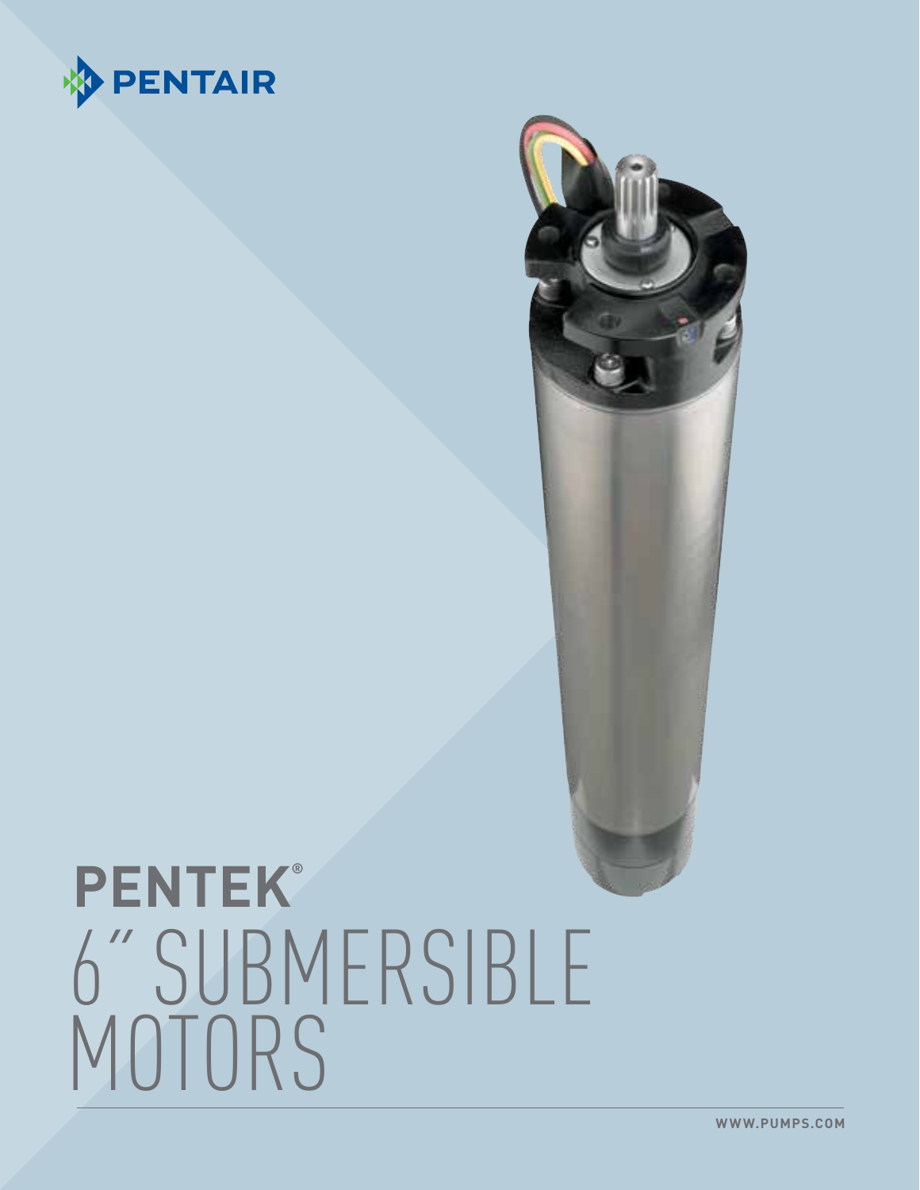PENTAIR

# PENTEK®

# 6" SUBMERSIBLE MOTORS

WWW.PUMPS.COM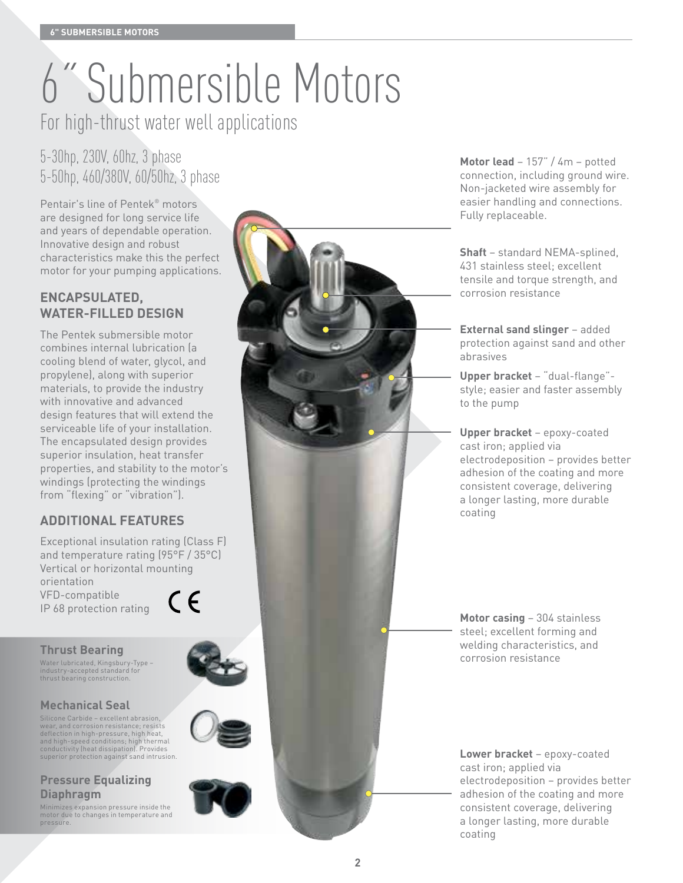# 6" Submersible Motors

## For high-thrust water well applications

5-30hp, 230V, 60hz, 3 phase
5-50hp, 460/380V, 60/50hz, 3 phase

Pentair's line of Pentek® motors are designed for long service life and years of dependable operation. Innovative design and robust characteristics make this the perfect motor for your pumping applications.

### ENCAPSULATED, WATER-FILLED DESIGN

The Pentek submersible motor combines internal lubrication (a cooling blend of water, glycol, and propylene), along with superior materials, to provide the industry with innovative and advanced design features that will extend the serviceable life of your installation. The encapsulated design provides superior insulation, heat transfer properties, and stability to the motor's windings (protecting the windings from "flexing" or "vibration").

### ADDITIONAL FEATURES

Exceptional insulation rating (Class F) and temperature rating (95°F / 35°C)
Vertical or horizontal mounting orientation
VFD-compatible
IP 68 protection rating

CE

### Thrust Bearing

Water lubricated, Kingsbury-Type – industry-accepted standard for thrust bearing construction.

### Mechanical Seal

Silicone Carbide – excellent abrasion, wear, and corrosion resistance; resists deflection in high-pressure, high heat, and high-speed conditions; high thermal conductivity (heat dissipation). Provides superior protection against sand intrusion.

### Pressure Equalizing Diaphragm

Minimizes expansion pressure inside the motor due to changes in temperature and pressure.

**Motor lead** – 157" / 4m – potted connection, including ground wire. Non-jacketed wire assembly for easier handling and connections. Fully replaceable.

**Shaft** – standard NEMA-splined, 431 stainless steel; excellent tensile and torque strength, and corrosion resistance

**External sand slinger** – added protection against sand and other abrasives

**Upper bracket** – "dual-flange"-style; easier and faster assembly to the pump

**Upper bracket** – epoxy-coated cast iron; applied via electrodeposition – provides better adhesion of the coating and more consistent coverage, delivering a longer lasting, more durable coating

**Motor casing** – 304 stainless steel; excellent forming and welding characteristics, and corrosion resistance

**Lower bracket** – epoxy-coated cast iron; applied via electrodeposition – provides better adhesion of the coating and more consistent coverage, delivering a longer lasting, more durable coating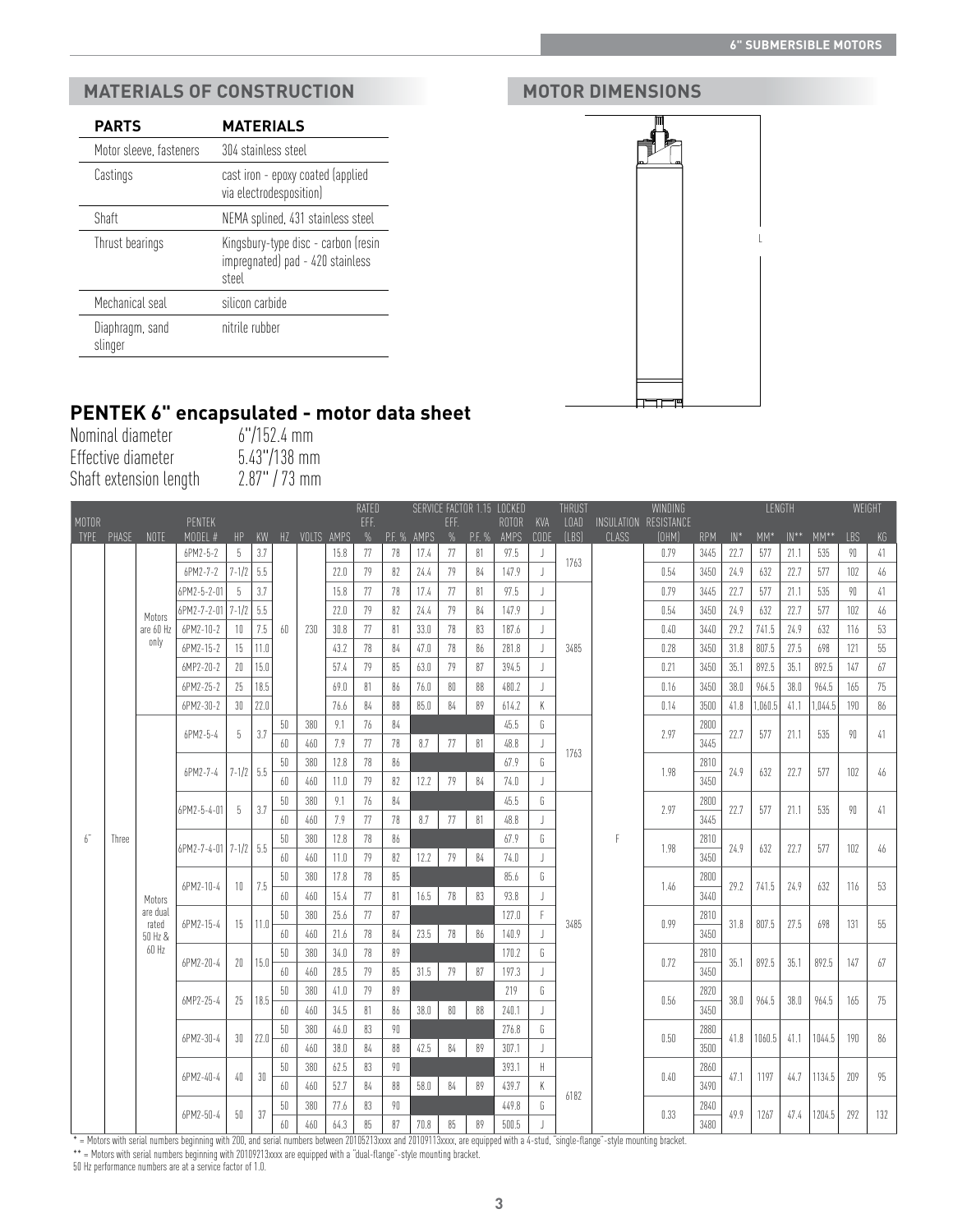## MATERIALS OF CONSTRUCTION

| PARTS | MATERIALS |
|---|---|
| Motor sleeve, fasteners | 304 stainless steel |
| Castings | cast iron - epoxy coated (applied via electrodesposition) |
| Shaft | NEMA splined, 431 stainless steel |
| Thrust bearings | Kingsbury-type disc - carbon (resin impregnated) pad - 420 stainless steel |
| Mechanical seal | silicon carbide |
| Diaphragm, sand slinger | nitrile rubber |

## MOTOR DIMENSIONS

L

## PENTEK 6" encapsulated - motor data sheet

Nominal diameter 6"/152.4 mm
Effective diameter 5.43"/138 mm
Shaft extension length 2.87" / 73 mm

| MOTOR TYPE | PHASE | NOTE | PENTEK MODEL # | HP | KW | HZ | VOLTS | AMPS | RATED EFF. % | P.F. % | SERVICE FACTOR 1.15 AMPS | EFF. % | P.F. % | LOCKED ROTOR AMPS | KVA CODE | THRUST LOAD (LBS) | INSULATION CLASS | WINDING RESISTANCE (OHM) | RPM | LENGTH IN* | MM* | IN** | MM** | WEIGHT LBS | KG |
|---|---|---|---|---|---|---|---|---|---|---|---|---|---|---|---|---|---|---|---|---|---|---|---|---|---|
| 6" | Three | Motors are 60 Hz only | 6PM2-5-2 | 5 | 3.7 | 60 | 230 | 15.8 | 77 | 78 | 17.4 | 77 | 81 | 97.5 | J | 1763 | F | 0.79 | 3445 | 22.7 | 577 | 21.1 | 535 | 90 | 41 |
| | | | 6PM2-7-2 | 7-1/2 | 5.5 | | | 22.0 | 79 | 82 | 24.4 | 79 | 84 | 147.9 | J | | | 0.54 | 3450 | 24.9 | 632 | 22.7 | 577 | 102 | 46 |
| | | | 6PM2-5-2-01 | 5 | 3.7 | | | 15.8 | 77 | 78 | 17.4 | 77 | 81 | 97.5 | J | 3485 | | 0.79 | 3445 | 22.7 | 577 | 21.1 | 535 | 90 | 41 |
| | | | 6PM2-7-2-01 | 7-1/2 | 5.5 | | | 22.0 | 79 | 82 | 24.4 | 79 | 84 | 147.9 | J | | | 0.54 | 3450 | 24.9 | 632 | 22.7 | 577 | 102 | 46 |
| | | | 6PM2-10-2 | 10 | 7.5 | | | 30.8 | 77 | 81 | 33.0 | 78 | 83 | 187.6 | J | | | 0.40 | 3440 | 29.2 | 741.5 | 24.9 | 632 | 116 | 53 |
| | | | 6PM2-15-2 | 15 | 11.0 | | | 43.2 | 78 | 84 | 47.0 | 78 | 86 | 281.8 | J | | | 0.28 | 3450 | 31.8 | 807.5 | 27.5 | 698 | 121 | 55 |
| | | | 6MP2-20-2 | 20 | 15.0 | | | 57.4 | 79 | 85 | 63.0 | 79 | 87 | 394.5 | J | | | 0.21 | 3450 | 35.1 | 892.5 | 35.1 | 892.5 | 147 | 67 |
| | | | 6PM2-25-2 | 25 | 18.5 | | | 69.0 | 81 | 86 | 76.0 | 80 | 88 | 480.2 | J | | | 0.16 | 3450 | 38.0 | 964.5 | 38.0 | 964.5 | 165 | 75 |
| | | | 6PM2-30-2 | 30 | 22.0 | | | 76.6 | 84 | 88 | 85.0 | 84 | 89 | 614.2 | K | | | 0.14 | 3500 | 41.8 | 1,060.5 | 41.1 | 1,044.5 | 190 | 86 |
| | | Motors are dual rated 50 Hz & 60 Hz | 6PM2-5-4 | 5 | 3.7 | 50 | 380 | 9.1 | 76 | 84 | | | | 45.5 | G | 1763 | | 2.97 | 2800 | 22.7 | 577 | 21.1 | 535 | 90 | 41 |
| | | | | | | 60 | 460 | 7.9 | 77 | 78 | 8.7 | 77 | 81 | 48.8 | J | | | | 3445 | | | | | | |
| | | | 6PM2-7-4 | 7-1/2 | 5.5 | 50 | 380 | 12.8 | 78 | 86 | | | | 67.9 | G | | | 1.98 | 2810 | 24.9 | 632 | 22.7 | 577 | 102 | 46 |
| | | | | | | 60 | 460 | 11.0 | 79 | 82 | 12.2 | 79 | 84 | 74.0 | J | | | | 3450 | | | | | | |
| | | | 6PM2-5-4-01 | 5 | 3.7 | 50 | 380 | 9.1 | 76 | 84 | | | | 45.5 | G | 3485 | | 2.97 | 2800 | 22.7 | 577 | 21.1 | 535 | 90 | 41 |
| | | | | | | 60 | 460 | 7.9 | 77 | 78 | 8.7 | 77 | 81 | 48.8 | J | | | | 3445 | | | | | | |
| | | | 6PM2-7-4-01 | 7-1/2 | 5.5 | 50 | 380 | 12.8 | 78 | 86 | | | | 67.9 | G | | | 1.98 | 2810 | 24.9 | 632 | 22.7 | 577 | 102 | 46 |
| | | | | | | 60 | 460 | 11.0 | 79 | 82 | 12.2 | 79 | 84 | 74.0 | J | | | | 3450 | | | | | | |
| | | | 6PM2-10-4 | 10 | 7.5 | 50 | 380 | 17.8 | 78 | 85 | | | | 85.6 | G | | | 1.46 | 2800 | 29.2 | 741.5 | 24.9 | 632 | 116 | 53 |
| | | | | | | 60 | 460 | 15.4 | 77 | 81 | 16.5 | 78 | 83 | 93.8 | J | | | | 3440 | | | | | | |
| | | | 6PM2-15-4 | 15 | 11.0 | 50 | 380 | 25.6 | 77 | 87 | | | | 127.0 | F | | | 0.99 | 2810 | 31.8 | 807.5 | 27.5 | 698 | 131 | 55 |
| | | | | | | 60 | 460 | 21.6 | 78 | 84 | 23.5 | 78 | 86 | 140.9 | J | | | | 3450 | | | | | | |
| | | | 6PM2-20-4 | 20 | 15.0 | 50 | 380 | 34.0 | 78 | 89 | | | | 170.2 | G | | | 0.72 | 2810 | 35.1 | 892.5 | 35.1 | 892.5 | 147 | 67 |
| | | | | | | 60 | 460 | 28.5 | 79 | 85 | 31.5 | 79 | 87 | 197.3 | J | | | | 3450 | | | | | | |
| | | | 6MP2-25-4 | 25 | 18.5 | 50 | 380 | 41.0 | 79 | 89 | | | | 219 | G | | | 0.56 | 2820 | 38.0 | 964.5 | 38.0 | 964.5 | 165 | 75 |
| | | | | | | 60 | 460 | 34.5 | 81 | 86 | 38.0 | 80 | 88 | 240.1 | J | | | | 3450 | | | | | | |
| | | | 6PM2-30-4 | 30 | 22.0 | 50 | 380 | 46.0 | 83 | 90 | | | | 276.8 | G | | | 0.50 | 2880 | 41.8 | 1060.5 | 41.1 | 1044.5 | 190 | 86 |
| | | | | | | 60 | 460 | 38.0 | 84 | 88 | 42.5 | 84 | 89 | 307.1 | J | | | | 3500 | | | | | | |
| | | | 6PM2-40-4 | 40 | 30 | 50 | 380 | 62.5 | 83 | 90 | | | | 393.1 | H | 6182 | | 0.40 | 2860 | 47.1 | 1197 | 44.7 | 1134.5 | 209 | 95 |
| | | | | | | 60 | 460 | 52.7 | 84 | 88 | 58.0 | 84 | 89 | 439.7 | K | | | | 3490 | | | | | | |
| | | | 6PM2-50-4 | 50 | 37 | 50 | 380 | 77.6 | 83 | 90 | | | | 449.8 | G | | | 0.33 | 2840 | 49.9 | 1267 | 47.4 | 1204.5 | 292 | 132 |
| | | | | | | 60 | 460 | 64.3 | 85 | 87 | 70.8 | 85 | 89 | 500.5 | J | | | | 3480 | | | | | | |

* = Motors with serial numbers beginning with 200, and serial numbers between 20105213xxxx and 20109113xxxx, are equipped with a 4-stud, "single-flange"-style mounting bracket.

** = Motors with serial numbers beginning with 20109213xxxx are equipped with a "dual-flange"-style mounting bracket.

50 Hz performance numbers are at a service factor of 1.0.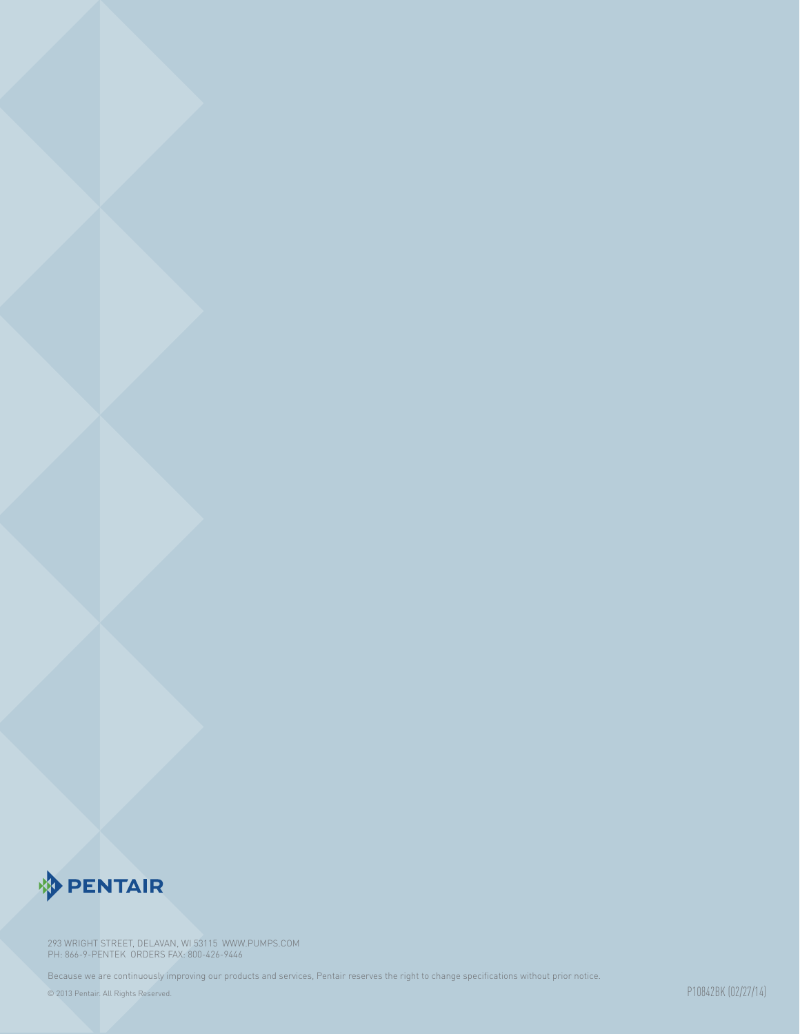PENTAIR

293 WRIGHT STREET, DELAVAN, WI 53115 WWW.PUMPS.COM
PH: 866-9-PENTEK ORDERS FAX: 800-426-9446

Because we are continuously improving our products and services, Pentair reserves the right to change specifications without prior notice.

© 2013 Pentair. All Rights Reserved.

P10842BK (02/27/14)